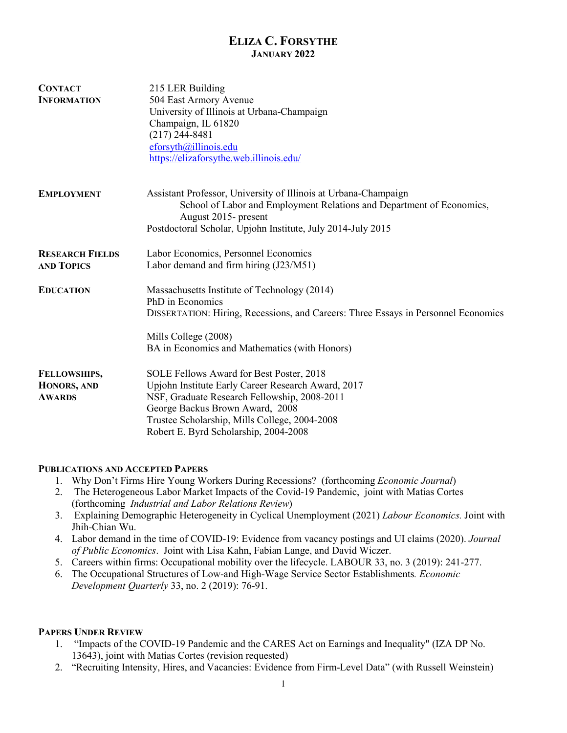# ELIZA C. FORSYTHE
**JANUARY 2022**

**CONTACT INFORMATION**

215 LER Building
504 East Armory Avenue
University of Illinois at Urbana-Champaign
Champaign, IL 61820
(217) 244-8481
[eforsyth@illinois.edu](mailto:eforsyth@illinois.edu)
[https://elizaforsythe.web.illinois.edu/](https://elizaforsythe.web.illinois.edu/)

**EMPLOYMENT**

Assistant Professor, University of Illinois at Urbana-Champaign
School of Labor and Employment Relations and Department of Economics, August 2015- present
Postdoctoral Scholar, Upjohn Institute, July 2014-July 2015

**RESEARCH FIELDS AND TOPICS**

Labor Economics, Personnel Economics
Labor demand and firm hiring (J23/M51)

**EDUCATION**

Massachusetts Institute of Technology (2014)
PhD in Economics
DISSERTATION: Hiring, Recessions, and Careers: Three Essays in Personnel Economics

Mills College (2008)
BA in Economics and Mathematics (with Honors)

**FELLOWSHIPS, HONORS, AND AWARDS**

SOLE Fellows Award for Best Poster, 2018
Upjohn Institute Early Career Research Award, 2017
NSF, Graduate Research Fellowship, 2008-2011
George Backus Brown Award, 2008
Trustee Scholarship, Mills College, 2004-2008
Robert E. Byrd Scholarship, 2004-2008

## PUBLICATIONS AND ACCEPTED PAPERS

1. Why Don't Firms Hire Young Workers During Recessions? (forthcoming *Economic Journal*)
2. The Heterogeneous Labor Market Impacts of the Covid-19 Pandemic, joint with Matias Cortes (forthcoming *Industrial and Labor Relations Review*)
3. Explaining Demographic Heterogeneity in Cyclical Unemployment (2021) *Labour Economics.* Joint with Jhih-Chian Wu.
4. Labor demand in the time of COVID-19: Evidence from vacancy postings and UI claims (2020). *Journal of Public Economics*. Joint with Lisa Kahn, Fabian Lange, and David Wiczer.
5. Careers within firms: Occupational mobility over the lifecycle. LABOUR 33, no. 3 (2019): 241-277.
6. The Occupational Structures of Low-and High-Wage Service Sector Establishments*. Economic Development Quarterly* 33, no. 2 (2019): 76-91.

## PAPERS UNDER REVIEW

1. "Impacts of the COVID-19 Pandemic and the CARES Act on Earnings and Inequality" (IZA DP No. 13643), joint with Matias Cortes (revision requested)
2. "Recruiting Intensity, Hires, and Vacancies: Evidence from Firm-Level Data" (with Russell Weinstein)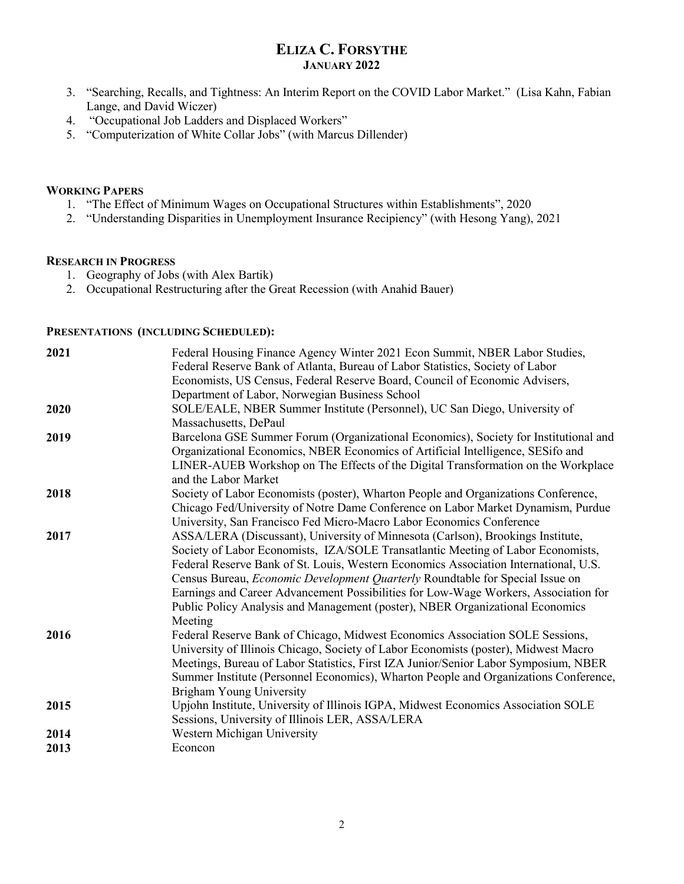3. "Searching, Recalls, and Tightness: An Interim Report on the COVID Labor Market." (Lisa Kahn, Fabian Lange, and David Wiczer)
4. "Occupational Job Ladders and Displaced Workers"
5. "Computerization of White Collar Jobs" (with Marcus Dillender)

## WORKING PAPERS

1. "The Effect of Minimum Wages on Occupational Structures within Establishments", 2020
2. "Understanding Disparities in Unemployment Insurance Recipiency" (with Hesong Yang), 2021

## RESEARCH IN PROGRESS

1. Geography of Jobs (with Alex Bartik)
2. Occupational Restructuring after the Great Recession (with Anahid Bauer)

## PRESENTATIONS (INCLUDING SCHEDULED):

**2021** Federal Housing Finance Agency Winter 2021 Econ Summit, NBER Labor Studies, Federal Reserve Bank of Atlanta, Bureau of Labor Statistics, Society of Labor Economists, US Census, Federal Reserve Board, Council of Economic Advisers, Department of Labor, Norwegian Business School

**2020** SOLE/EALE, NBER Summer Institute (Personnel), UC San Diego, University of Massachusetts, DePaul

**2019** Barcelona GSE Summer Forum (Organizational Economics), Society for Institutional and Organizational Economics, NBER Economics of Artificial Intelligence, SESifo and LINER-AUEB Workshop on The Effects of the Digital Transformation on the Workplace and the Labor Market

**2018** Society of Labor Economists (poster), Wharton People and Organizations Conference, Chicago Fed/University of Notre Dame Conference on Labor Market Dynamism, Purdue University, San Francisco Fed Micro-Macro Labor Economics Conference

**2017** ASSA/LERA (Discussant), University of Minnesota (Carlson), Brookings Institute, Society of Labor Economists, IZA/SOLE Transatlantic Meeting of Labor Economists, Federal Reserve Bank of St. Louis, Western Economics Association International, U.S. Census Bureau, *Economic Development Quarterly* Roundtable for Special Issue on Earnings and Career Advancement Possibilities for Low-Wage Workers, Association for Public Policy Analysis and Management (poster), NBER Organizational Economics Meeting

**2016** Federal Reserve Bank of Chicago, Midwest Economics Association SOLE Sessions, University of Illinois Chicago, Society of Labor Economists (poster), Midwest Macro Meetings, Bureau of Labor Statistics, First IZA Junior/Senior Labor Symposium, NBER Summer Institute (Personnel Economics), Wharton People and Organizations Conference, Brigham Young University

**2015** Upjohn Institute, University of Illinois IGPA, Midwest Economics Association SOLE Sessions, University of Illinois LER, ASSA/LERA

**2014** Western Michigan University

**2013** Econcon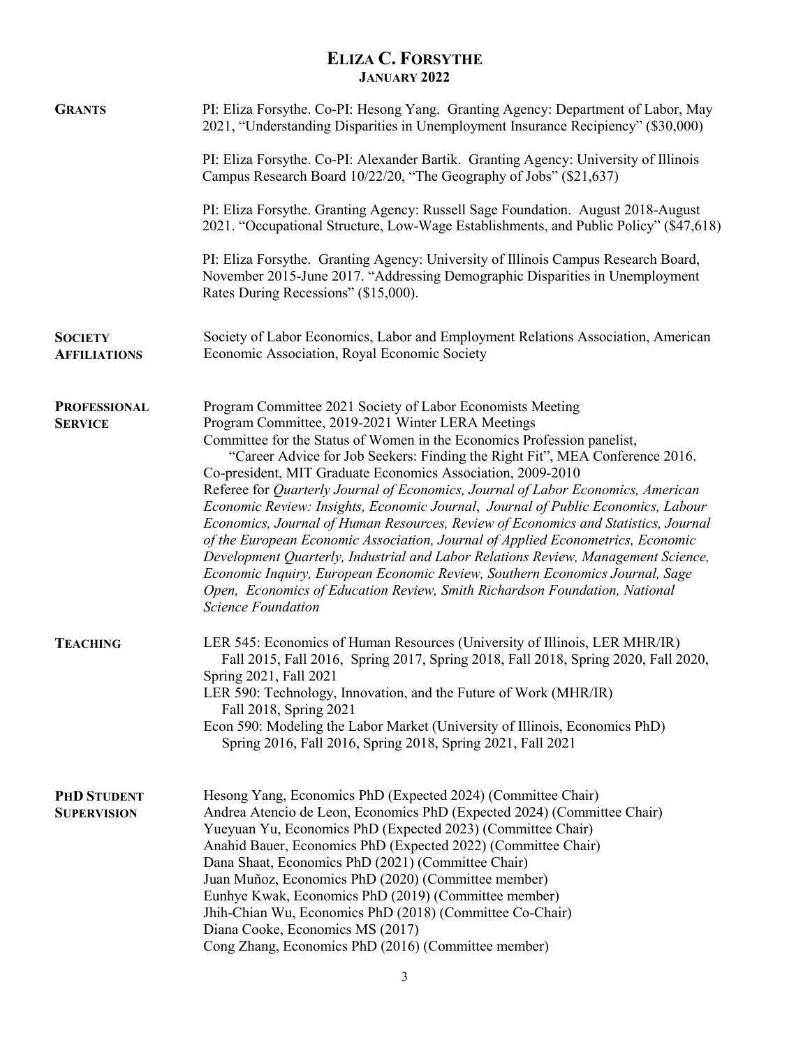# ELIZA C. FORSYTHE
## JANUARY 2022

**GRANTS**

PI: Eliza Forsythe. Co-PI: Hesong Yang. Granting Agency: Department of Labor, May 2021, "Understanding Disparities in Unemployment Insurance Recipiency" ($30,000)

PI: Eliza Forsythe. Co-PI: Alexander Bartik. Granting Agency: University of Illinois Campus Research Board 10/22/20, "The Geography of Jobs" ($21,637)

PI: Eliza Forsythe. Granting Agency: Russell Sage Foundation. August 2018-August 2021. "Occupational Structure, Low-Wage Establishments, and Public Policy" ($47,618)

PI: Eliza Forsythe. Granting Agency: University of Illinois Campus Research Board, November 2015-June 2017. "Addressing Demographic Disparities in Unemployment Rates During Recessions" ($15,000).

**SOCIETY AFFILIATIONS**

Society of Labor Economics, Labor and Employment Relations Association, American Economic Association, Royal Economic Society

**PROFESSIONAL SERVICE**

Program Committee 2021 Society of Labor Economists Meeting
Program Committee, 2019-2021 Winter LERA Meetings
Committee for the Status of Women in the Economics Profession panelist,
"Career Advice for Job Seekers: Finding the Right Fit", MEA Conference 2016.
Co-president, MIT Graduate Economics Association, 2009-2010
Referee for *Quarterly Journal of Economics, Journal of Labor Economics, American Economic Review: Insights, Economic Journal*, *Journal of Public Economics, Labour Economics, Journal of Human Resources, Review of Economics and Statistics, Journal of the European Economic Association, Journal of Applied Econometrics, Economic Development Quarterly, Industrial and Labor Relations Review, Management Science, Economic Inquiry, European Economic Review, Southern Economics Journal, Sage Open, Economics of Education Review, Smith Richardson Foundation, National Science Foundation*

**TEACHING**

LER 545: Economics of Human Resources (University of Illinois, LER MHR/IR)
Fall 2015, Fall 2016, Spring 2017, Spring 2018, Fall 2018, Spring 2020, Fall 2020, Spring 2021, Fall 2021
LER 590: Technology, Innovation, and the Future of Work (MHR/IR)
Fall 2018, Spring 2021
Econ 590: Modeling the Labor Market (University of Illinois, Economics PhD)
Spring 2016, Fall 2016, Spring 2018, Spring 2021, Fall 2021

**PHD STUDENT SUPERVISION**

Hesong Yang, Economics PhD (Expected 2024) (Committee Chair)
Andrea Atencio de Leon, Economics PhD (Expected 2024) (Committee Chair)
Yueyuan Yu, Economics PhD (Expected 2023) (Committee Chair)
Anahid Bauer, Economics PhD (Expected 2022) (Committee Chair)
Dana Shaat, Economics PhD (2021) (Committee Chair)
Juan Muñoz, Economics PhD (2020) (Committee member)
Eunhye Kwak, Economics PhD (2019) (Committee member)
Jhih-Chian Wu, Economics PhD (2018) (Committee Co-Chair)
Diana Cooke, Economics MS (2017)
Cong Zhang, Economics PhD (2016) (Committee member)